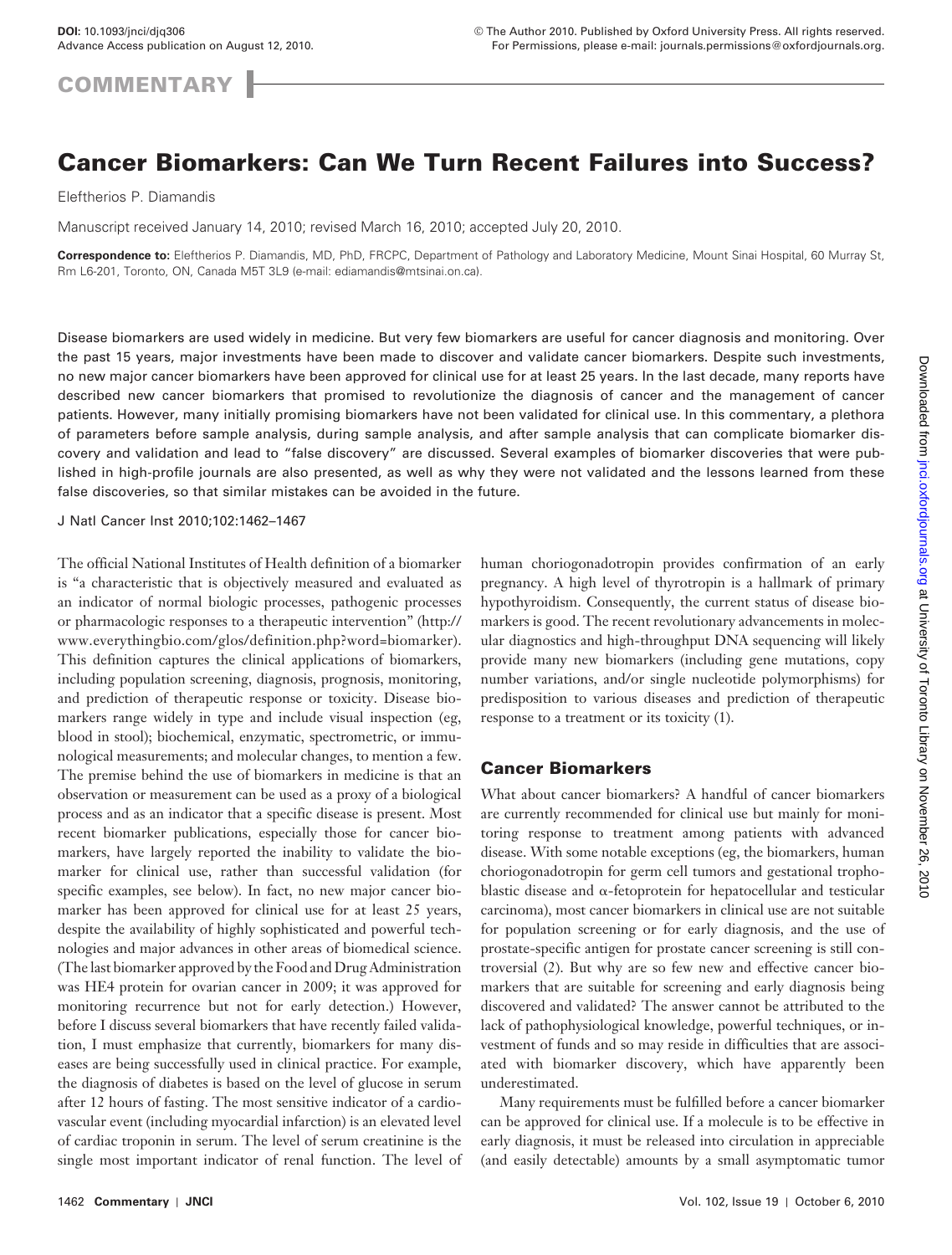**COMMENTARY**

# Cancer Biomarkers: Can We Turn Recent Failures into Success?

Eleftherios P. Diamandis

Manuscript received January 14, 2010; revised March 16, 2010; accepted July 20, 2010.

**Correspondence to:** Eleftherios P. Diamandis, MD, PhD, FRCPC, Department of Pathology and Laboratory Medicine, Mount Sinai Hospital, 60 Murray St, Rm L6-201, Toronto, ON, Canada M5T 3L9 (e-mail: ediamandis@mtsinai.on.ca).

Disease biomarkers are used widely in medicine. But very few biomarkers are useful for cancer diagnosis and monitoring. Over the past 15 years, major investments have been made to discover and validate cancer biomarkers. Despite such investments, no new major cancer biomarkers have been approved for clinical use for at least 25 years. In the last decade, many reports have described new cancer biomarkers that promised to revolutionize the diagnosis of cancer and the management of cancer patients. However, many initially promising biomarkers have not been validated for clinical use. In this commentary, a plethora of parameters before sample analysis, during sample analysis, and after sample analysis that can complicate biomarker discovery and validation and lead to "false discovery" are discussed. Several examples of biomarker discoveries that were published in high-profile journals are also presented, as well as why they were not validated and the lessons learned from these false discoveries, so that similar mistakes can be avoided in the future.

J Natl Cancer Inst 2010;102:1462–1467

The official National Institutes of Health definition of a biomarker is "a characteristic that is objectively measured and evaluated as an indicator of normal biologic processes, pathogenic processes or pharmacologic responses to a therapeutic intervention" (http://www.everythingbio.com/glos/definition.php?word=biomarker). This definition captures the clinical applications of biomarkers, including population screening, diagnosis, prognosis, monitoring, and prediction of therapeutic response or toxicity. Disease biomarkers range widely in type and include visual inspection (eg, blood in stool); biochemical, enzymatic, spectrometric, or immunological measurements; and molecular changes, to mention a few. The premise behind the use of biomarkers in medicine is that an observation or measurement can be used as a proxy of a biological process and as an indicator that a specific disease is present. Most recent biomarker publications, especially those for cancer biomarkers, have largely reported the inability to validate the biomarker for clinical use, rather than successful validation (for specific examples, see below). In fact, no new major cancer biomarker has been approved for clinical use for at least 25 years, despite the availability of highly sophisticated and powerful technologies and major advances in other areas of biomedical science. (The last biomarker approved by the Food and Drug Administration was HE4 protein for ovarian cancer in 2009; it was approved for monitoring recurrence but not for early detection.) However, before I discuss several biomarkers that have recently failed validation, I must emphasize that currently, biomarkers for many diseases are being successfully used in clinical practice. For example, the diagnosis of diabetes is based on the level of glucose in serum after 12 hours of fasting. The most sensitive indicator of a cardiovascular event (including myocardial infarction) is an elevated level of cardiac troponin in serum. The level of serum creatinine is the single most important indicator of renal function. The level of human choriogonadotropin provides confirmation of an early pregnancy. A high level of thyrotropin is a hallmark of primary hypothyroidism. Consequently, the current status of disease biomarkers is good. The recent revolutionary advancements in molecular diagnostics and high-throughput DNA sequencing will likely provide many new biomarkers (including gene mutations, copy number variations, and/or single nucleotide polymorphisms) for predisposition to various diseases and prediction of therapeutic response to a treatment or its toxicity (1).

## Cancer Biomarkers

What about cancer biomarkers? A handful of cancer biomarkers are currently recommended for clinical use but mainly for monitoring response to treatment among patients with advanced disease. With some notable exceptions (eg, the biomarkers, human choriogonadotropin for germ cell tumors and gestational trophoblastic disease and α-fetoprotein for hepatocellular and testicular carcinoma), most cancer biomarkers in clinical use are not suitable for population screening or for early diagnosis, and the use of prostate-specific antigen for prostate cancer screening is still controversial (2). But why are so few new and effective cancer biomarkers that are suitable for screening and early diagnosis being discovered and validated? The answer cannot be attributed to the lack of pathophysiological knowledge, powerful techniques, or investment of funds and so may reside in difficulties that are associated with biomarker discovery, which have apparently been underestimated.

Many requirements must be fulfilled before a cancer biomarker can be approved for clinical use. If a molecule is to be effective in early diagnosis, it must be released into circulation in appreciable (and easily detectable) amounts by a small asymptomatic tumor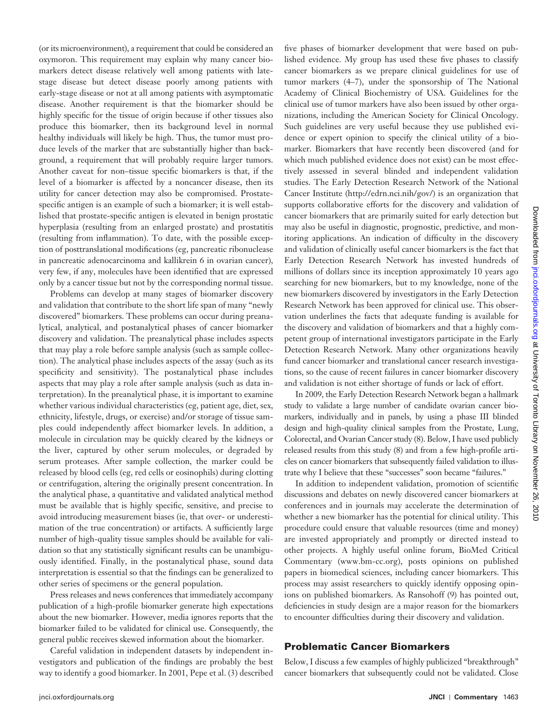(or its microenvironment), a requirement that could be considered an oxymoron. This requirement may explain why many cancer biomarkers detect disease relatively well among patients with late-stage disease but detect disease poorly among patients with early-stage disease or not at all among patients with asymptomatic disease. Another requirement is that the biomarker should be highly specific for the tissue of origin because if other tissues also produce this biomarker, then its background level in normal healthy individuals will likely be high. Thus, the tumor must produce levels of the marker that are substantially higher than background, a requirement that will probably require larger tumors. Another caveat for non–tissue specific biomarkers is that, if the level of a biomarker is affected by a noncancer disease, then its utility for cancer detection may also be compromised. Prostate-specific antigen is an example of such a biomarker; it is well established that prostate-specific antigen is elevated in benign prostatic hyperplasia (resulting from an enlarged prostate) and prostatitis (resulting from inflammation). To date, with the possible exception of posttranslational modifications (eg, pancreatic ribonuclease in pancreatic adenocarcinoma and kallikrein 6 in ovarian cancer), very few, if any, molecules have been identified that are expressed only by a cancer tissue but not by the corresponding normal tissue.

Problems can develop at many stages of biomarker discovery and validation that contribute to the short life span of many "newly discovered" biomarkers. These problems can occur during preanalytical, analytical, and postanalytical phases of cancer biomarker discovery and validation. The preanalytical phase includes aspects that may play a role before sample analysis (such as sample collection). The analytical phase includes aspects of the assay (such as its specificity and sensitivity). The postanalytical phase includes aspects that may play a role after sample analysis (such as data interpretation). In the preanalytical phase, it is important to examine whether various individual characteristics (eg, patient age, diet, sex, ethnicity, lifestyle, drugs, or exercise) and/or storage of tissue samples could independently affect biomarker levels. In addition, a molecule in circulation may be quickly cleared by the kidneys or the liver, captured by other serum molecules, or degraded by serum proteases. After sample collection, the marker could be released by blood cells (eg, red cells or eosinophils) during clotting or centrifugation, altering the originally present concentration. In the analytical phase, a quantitative and validated analytical method must be available that is highly specific, sensitive, and precise to avoid introducing measurement biases (ie, that over- or underestimation of the true concentration) or artifacts. A sufficiently large number of high-quality tissue samples should be available for validation so that any statistically significant results can be unambiguously identified. Finally, in the postanalytical phase, sound data interpretation is essential so that the findings can be generalized to other series of specimens or the general population.

Press releases and news conferences that immediately accompany publication of a high-profile biomarker generate high expectations about the new biomarker. However, media ignores reports that the biomarker failed to be validated for clinical use. Consequently, the general public receives skewed information about the biomarker.

Careful validation in independent datasets by independent investigators and publication of the findings are probably the best way to identify a good biomarker. In 2001, Pepe et al. (3) described five phases of biomarker development that were based on published evidence. My group has used these five phases to classify cancer biomarkers as we prepare clinical guidelines for use of tumor markers (4–7), under the sponsorship of The National Academy of Clinical Biochemistry of USA. Guidelines for the clinical use of tumor markers have also been issued by other organizations, including the American Society for Clinical Oncology. Such guidelines are very useful because they use published evidence or expert opinion to specify the clinical utility of a biomarker. Biomarkers that have recently been discovered (and for which much published evidence does not exist) can be most effectively assessed in several blinded and independent validation studies. The Early Detection Research Network of the National Cancer Institute (http://edrn.nci.nih/gov/) is an organization that supports collaborative efforts for the discovery and validation of cancer biomarkers that are primarily suited for early detection but may also be useful in diagnostic, prognostic, predictive, and monitoring applications. An indication of difficulty in the discovery and validation of clinically useful cancer biomarkers is the fact that Early Detection Research Network has invested hundreds of millions of dollars since its inception approximately 10 years ago searching for new biomarkers, but to my knowledge, none of the new biomarkers discovered by investigators in the Early Detection Research Network has been approved for clinical use. This observation underlines the facts that adequate funding is available for the discovery and validation of biomarkers and that a highly competent group of international investigators participate in the Early Detection Research Network. Many other organizations heavily fund cancer biomarker and translational cancer research investigations, so the cause of recent failures in cancer biomarker discovery and validation is not either shortage of funds or lack of effort.

In 2009, the Early Detection Research Network began a hallmark study to validate a large number of candidate ovarian cancer biomarkers, individually and in panels, by using a phase III blinded design and high-quality clinical samples from the Prostate, Lung, Colorectal, and Ovarian Cancer study (8). Below, I have used publicly released results from this study (8) and from a few high-profile articles on cancer biomarkers that subsequently failed validation to illustrate why I believe that these "successes" soon became "failures."

In addition to independent validation, promotion of scientific discussions and debates on newly discovered cancer biomarkers at conferences and in journals may accelerate the determination of whether a new biomarker has the potential for clinical utility. This procedure could ensure that valuable resources (time and money) are invested appropriately and promptly or directed instead to other projects. A highly useful online forum, BioMed Critical Commentary (www.bm-cc.org), posts opinions on published papers in biomedical sciences, including cancer biomarkers. This process may assist researchers to quickly identify opposing opinions on published biomarkers. As Ransohoff (9) has pointed out, deficiencies in study design are a major reason for the biomarkers to encounter difficulties during their discovery and validation.

## Problematic Cancer Biomarkers

Below, I discuss a few examples of highly publicized "breakthrough" cancer biomarkers that subsequently could not be validated. Close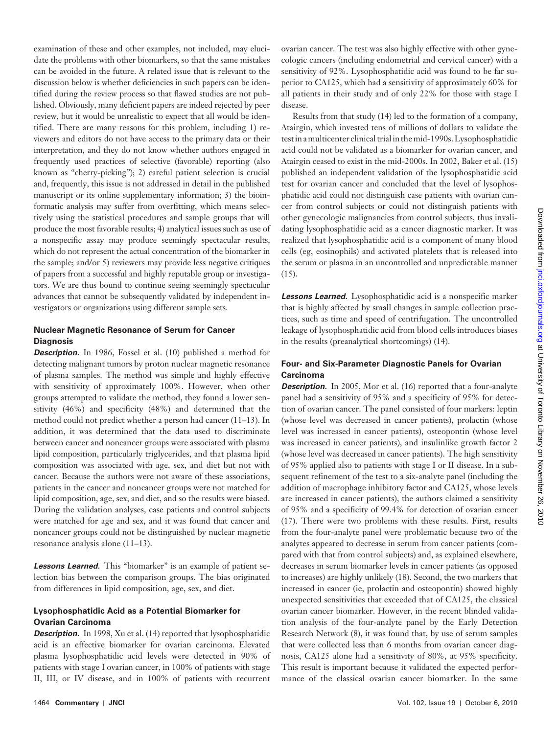examination of these and other examples, not included, may elucidate the problems with other biomarkers, so that the same mistakes can be avoided in the future. A related issue that is relevant to the discussion below is whether deficiencies in such papers can be identified during the review process so that flawed studies are not published. Obviously, many deficient papers are indeed rejected by peer review, but it would be unrealistic to expect that all would be identified. There are many reasons for this problem, including 1) reviewers and editors do not have access to the primary data or their interpretation, and they do not know whether authors engaged in frequently used practices of selective (favorable) reporting (also known as "cherry-picking"); 2) careful patient selection is crucial and, frequently, this issue is not addressed in detail in the published manuscript or its online supplementary information; 3) the bioinformatic analysis may suffer from overfitting, which means selectively using the statistical procedures and sample groups that will produce the most favorable results; 4) analytical issues such as use of a nonspecific assay may produce seemingly spectacular results, which do not represent the actual concentration of the biomarker in the sample; and/or 5) reviewers may provide less negative critiques of papers from a successful and highly reputable group or investigators. We are thus bound to continue seeing seemingly spectacular advances that cannot be subsequently validated by independent investigators or organizations using different sample sets.

### Nuclear Magnetic Resonance of Serum for Cancer Diagnosis

***Description.*** In 1986, Fossel et al. (10) published a method for detecting malignant tumors by proton nuclear magnetic resonance of plasma samples. The method was simple and highly effective with sensitivity of approximately 100%. However, when other groups attempted to validate the method, they found a lower sensitivity (46%) and specificity (48%) and determined that the method could not predict whether a person had cancer (11–13). In addition, it was determined that the data used to discriminate between cancer and noncancer groups were associated with plasma lipid composition, particularly triglycerides, and that plasma lipid composition was associated with age, sex, and diet but not with cancer. Because the authors were not aware of these associations, patients in the cancer and noncancer groups were not matched for lipid composition, age, sex, and diet, and so the results were biased. During the validation analyses, case patients and control subjects were matched for age and sex, and it was found that cancer and noncancer groups could not be distinguished by nuclear magnetic resonance analysis alone (11–13).

***Lessons Learned.*** This "biomarker" is an example of patient selection bias between the comparison groups. The bias originated from differences in lipid composition, age, sex, and diet.

### Lysophosphatidic Acid as a Potential Biomarker for Ovarian Carcinoma

***Description.*** In 1998, Xu et al. (14) reported that lysophosphatidic acid is an effective biomarker for ovarian carcinoma. Elevated plasma lysophosphatidic acid levels were detected in 90% of patients with stage I ovarian cancer, in 100% of patients with stage II, III, or IV disease, and in 100% of patients with recurrent ovarian cancer. The test was also highly effective with other gynecologic cancers (including endometrial and cervical cancer) with a sensitivity of 92%. Lysophosphatidic acid was found to be far superior to CA125, which had a sensitivity of approximately 60% for all patients in their study and of only 22% for those with stage I disease.

Results from that study (14) led to the formation of a company, Atairgin, which invested tens of millions of dollars to validate the test in a multicenter clinical trial in the mid-1990s. Lysophosphatidic acid could not be validated as a biomarker for ovarian cancer, and Atairgin ceased to exist in the mid-2000s. In 2002, Baker et al. (15) published an independent validation of the lysophosphatidic acid test for ovarian cancer and concluded that the level of lysophosphatidic acid could not distinguish case patients with ovarian cancer from control subjects or could not distinguish patients with other gynecologic malignancies from control subjects, thus invalidating lysophosphatidic acid as a cancer diagnostic marker. It was realized that lysophosphatidic acid is a component of many blood cells (eg, eosinophils) and activated platelets that is released into the serum or plasma in an uncontrolled and unpredictable manner (15).

***Lessons Learned.*** Lysophosphatidic acid is a nonspecific marker that is highly affected by small changes in sample collection practices, such as time and speed of centrifugation. The uncontrolled leakage of lysophosphatidic acid from blood cells introduces biases in the results (preanalytical shortcomings) (14).

### Four- and Six-Parameter Diagnostic Panels for Ovarian Carcinoma

***Description.*** In 2005, Mor et al. (16) reported that a four-analyte panel had a sensitivity of 95% and a specificity of 95% for detection of ovarian cancer. The panel consisted of four markers: leptin (whose level was decreased in cancer patients), prolactin (whose level was increased in cancer patients), osteopontin (whose level was increased in cancer patients), and insulinlike growth factor 2 (whose level was decreased in cancer patients). The high sensitivity of 95% applied also to patients with stage I or II disease. In a subsequent refinement of the test to a six-analyte panel (including the addition of macrophage inhibitory factor and CA125, whose levels are increased in cancer patients), the authors claimed a sensitivity of 95% and a specificity of 99.4% for detection of ovarian cancer (17). There were two problems with these results. First, results from the four-analyte panel were problematic because two of the analytes appeared to decrease in serum from cancer patients (compared with that from control subjects) and, as explained elsewhere, decreases in serum biomarker levels in cancer patients (as opposed to increases) are highly unlikely (18). Second, the two markers that increased in cancer (ie, prolactin and osteopontin) showed highly unexpected sensitivities that exceeded that of CA125, the classical ovarian cancer biomarker. However, in the recent blinded validation analysis of the four-analyte panel by the Early Detection Research Network (8), it was found that, by use of serum samples that were collected less than 6 months from ovarian cancer diagnosis, CA125 alone had a sensitivity of 80%, at 95% specificity. This result is important because it validated the expected performance of the classical ovarian cancer biomarker. In the same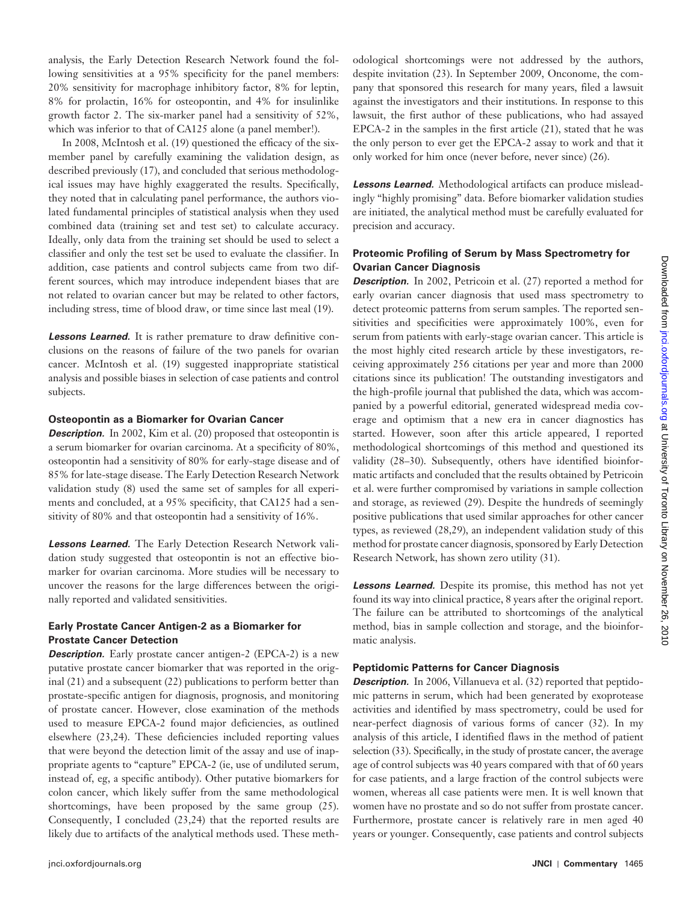analysis, the Early Detection Research Network found the following sensitivities at a 95% specificity for the panel members: 20% sensitivity for macrophage inhibitory factor, 8% for leptin, 8% for prolactin, 16% for osteopontin, and 4% for insulinlike growth factor 2. The six-marker panel had a sensitivity of 52%, which was inferior to that of CA125 alone (a panel member!).

In 2008, McIntosh et al. (19) questioned the efficacy of the six-member panel by carefully examining the validation design, as described previously (17), and concluded that serious methodological issues may have highly exaggerated the results. Specifically, they noted that in calculating panel performance, the authors violated fundamental principles of statistical analysis when they used combined data (training set and test set) to calculate accuracy. Ideally, only data from the training set should be used to select a classifier and only the test set be used to evaluate the classifier. In addition, case patients and control subjects came from two different sources, which may introduce independent biases that are not related to ovarian cancer but may be related to other factors, including stress, time of blood draw, or time since last meal (19).

***Lessons Learned.*** It is rather premature to draw definitive conclusions on the reasons of failure of the two panels for ovarian cancer. McIntosh et al. (19) suggested inappropriate statistical analysis and possible biases in selection of case patients and control subjects.

#### Osteopontin as a Biomarker for Ovarian Cancer

***Description.*** In 2002, Kim et al. (20) proposed that osteopontin is a serum biomarker for ovarian carcinoma. At a specificity of 80%, osteopontin had a sensitivity of 80% for early-stage disease and of 85% for late-stage disease. The Early Detection Research Network validation study (8) used the same set of samples for all experiments and concluded, at a 95% specificity, that CA125 had a sensitivity of 80% and that osteopontin had a sensitivity of 16%.

***Lessons Learned.*** The Early Detection Research Network validation study suggested that osteopontin is not an effective biomarker for ovarian carcinoma. More studies will be necessary to uncover the reasons for the large differences between the originally reported and validated sensitivities.

#### Early Prostate Cancer Antigen-2 as a Biomarker for Prostate Cancer Detection

***Description.*** Early prostate cancer antigen-2 (EPCA-2) is a new putative prostate cancer biomarker that was reported in the original (21) and a subsequent (22) publications to perform better than prostate-specific antigen for diagnosis, prognosis, and monitoring of prostate cancer. However, close examination of the methods used to measure EPCA-2 found major deficiencies, as outlined elsewhere (23,24). These deficiencies included reporting values that were beyond the detection limit of the assay and use of inappropriate agents to "capture" EPCA-2 (ie, use of undiluted serum, instead of, eg, a specific antibody). Other putative biomarkers for colon cancer, which likely suffer from the same methodological shortcomings, have been proposed by the same group (25). Consequently, I concluded (23,24) that the reported results are likely due to artifacts of the analytical methods used. These methodological shortcomings were not addressed by the authors, despite invitation (23). In September 2009, Onconome, the company that sponsored this research for many years, filed a lawsuit against the investigators and their institutions. In response to this lawsuit, the first author of these publications, who had assayed EPCA-2 in the samples in the first article (21), stated that he was the only person to ever get the EPCA-2 assay to work and that it only worked for him once (never before, never since) (26).

***Lessons Learned.*** Methodological artifacts can produce misleadingly "highly promising" data. Before biomarker validation studies are initiated, the analytical method must be carefully evaluated for precision and accuracy.

#### Proteomic Profiling of Serum by Mass Spectrometry for Ovarian Cancer Diagnosis

***Description.*** In 2002, Petricoin et al. (27) reported a method for early ovarian cancer diagnosis that used mass spectrometry to detect proteomic patterns from serum samples. The reported sensitivities and specificities were approximately 100%, even for serum from patients with early-stage ovarian cancer. This article is the most highly cited research article by these investigators, receiving approximately 256 citations per year and more than 2000 citations since its publication! The outstanding investigators and the high-profile journal that published the data, which was accompanied by a powerful editorial, generated widespread media coverage and optimism that a new era in cancer diagnostics has started. However, soon after this article appeared, I reported methodological shortcomings of this method and questioned its validity (28–30). Subsequently, others have identified bioinformatic artifacts and concluded that the results obtained by Petricoin et al. were further compromised by variations in sample collection and storage, as reviewed (29). Despite the hundreds of seemingly positive publications that used similar approaches for other cancer types, as reviewed (28,29), an independent validation study of this method for prostate cancer diagnosis, sponsored by Early Detection Research Network, has shown zero utility (31).

***Lessons Learned.*** Despite its promise, this method has not yet found its way into clinical practice, 8 years after the original report. The failure can be attributed to shortcomings of the analytical method, bias in sample collection and storage, and the bioinformatic analysis.

#### Peptidomic Patterns for Cancer Diagnosis

***Description.*** In 2006, Villanueva et al. (32) reported that peptidomic patterns in serum, which had been generated by exoprotease activities and identified by mass spectrometry, could be used for near-perfect diagnosis of various forms of cancer (32). In my analysis of this article, I identified flaws in the method of patient selection (33). Specifically, in the study of prostate cancer, the average age of control subjects was 40 years compared with that of 60 years for case patients, and a large fraction of the control subjects were women, whereas all case patients were men. It is well known that women have no prostate and so do not suffer from prostate cancer. Furthermore, prostate cancer is relatively rare in men aged 40 years or younger. Consequently, case patients and control subjects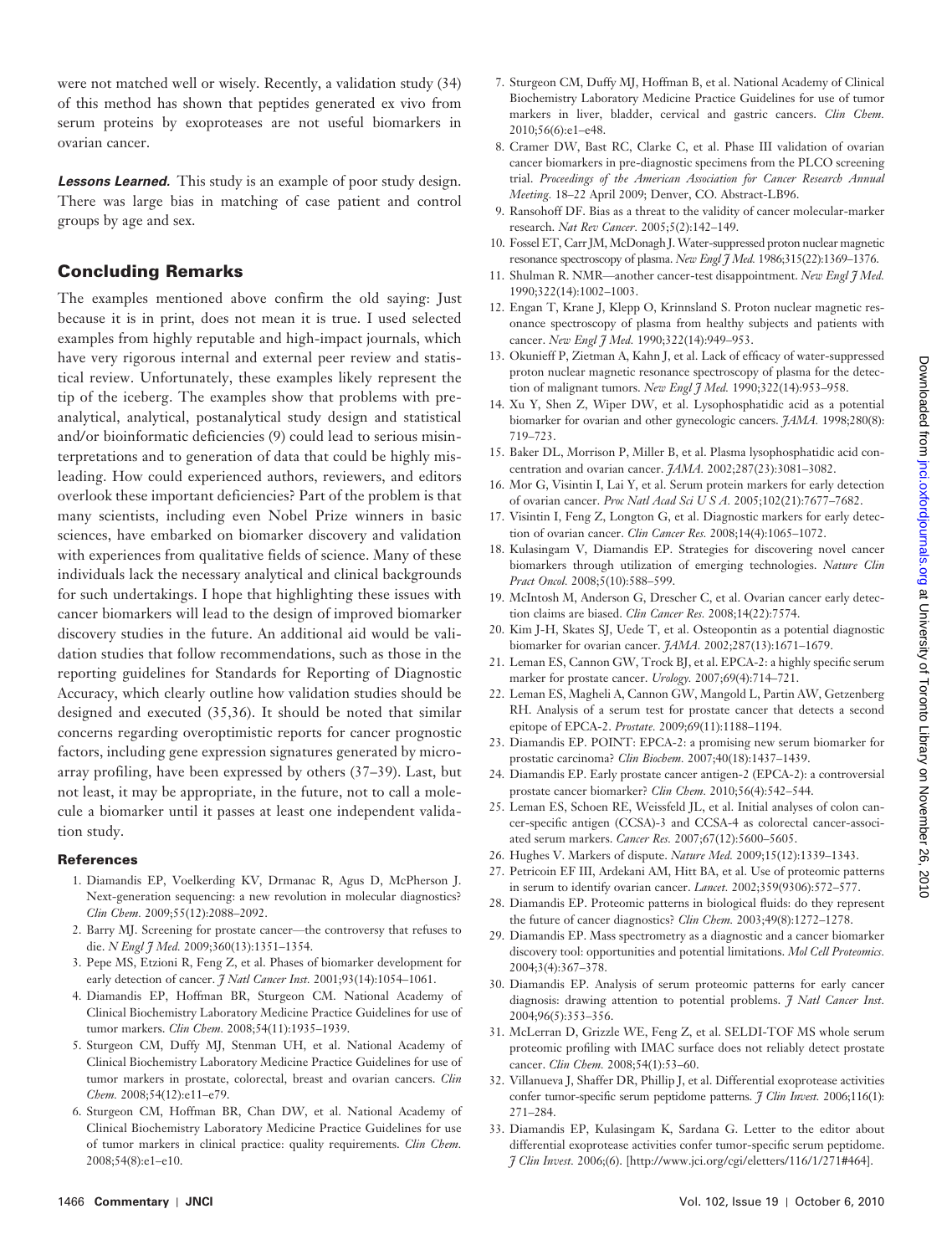were not matched well or wisely. Recently, a validation study (34) of this method has shown that peptides generated ex vivo from serum proteins by exoproteases are not useful biomarkers in ovarian cancer.

***Lessons Learned.*** This study is an example of poor study design. There was large bias in matching of case patient and control groups by age and sex.

## Concluding Remarks

The examples mentioned above confirm the old saying: Just because it is in print, does not mean it is true. I used selected examples from highly reputable and high-impact journals, which have very rigorous internal and external peer review and statistical review. Unfortunately, these examples likely represent the tip of the iceberg. The examples show that problems with preanalytical, analytical, postanalytical study design and statistical and/or bioinformatic deficiencies (9) could lead to serious misinterpretations and to generation of data that could be highly misleading. How could experienced authors, reviewers, and editors overlook these important deficiencies? Part of the problem is that many scientists, including even Nobel Prize winners in basic sciences, have embarked on biomarker discovery and validation with experiences from qualitative fields of science. Many of these individuals lack the necessary analytical and clinical backgrounds for such undertakings. I hope that highlighting these issues with cancer biomarkers will lead to the design of improved biomarker discovery studies in the future. An additional aid would be validation studies that follow recommendations, such as those in the reporting guidelines for Standards for Reporting of Diagnostic Accuracy, which clearly outline how validation studies should be designed and executed (35,36). It should be noted that similar concerns regarding overoptimistic reports for cancer prognostic factors, including gene expression signatures generated by microarray profiling, have been expressed by others (37–39). Last, but not least, it may be appropriate, in the future, not to call a molecule a biomarker until it passes at least one independent validation study.

### References

1. Diamandis EP, Voelkerding KV, Drmanac R, Agus D, McPherson J. Next-generation sequencing: a new revolution in molecular diagnostics? *Clin Chem.* 2009;55(12):2088–2092.
2. Barry MJ. Screening for prostate cancer—the controversy that refuses to die. *N Engl J Med.* 2009;360(13):1351–1354.
3. Pepe MS, Etzioni R, Feng Z, et al. Phases of biomarker development for early detection of cancer. *J Natl Cancer Inst.* 2001;93(14):1054–1061.
4. Diamandis EP, Hoffman BR, Sturgeon CM. National Academy of Clinical Biochemistry Laboratory Medicine Practice Guidelines for use of tumor markers. *Clin Chem.* 2008;54(11):1935–1939.
5. Sturgeon CM, Duffy MJ, Stenman UH, et al. National Academy of Clinical Biochemistry Laboratory Medicine Practice Guidelines for use of tumor markers in prostate, colorectal, breast and ovarian cancers. *Clin Chem.* 2008;54(12):e11–e79.
6. Sturgeon CM, Hoffman BR, Chan DW, et al. National Academy of Clinical Biochemistry Laboratory Medicine Practice Guidelines for use of tumor markers in clinical practice: quality requirements. *Clin Chem.* 2008;54(8):e1–e10.
7. Sturgeon CM, Duffy MJ, Hoffman B, et al. National Academy of Clinical Biochemistry Laboratory Medicine Practice Guidelines for use of tumor markers in liver, bladder, cervical and gastric cancers. *Clin Chem.* 2010;56(6):e1–e48.
8. Cramer DW, Bast RC, Clarke C, et al. Phase III validation of ovarian cancer biomarkers in pre-diagnostic specimens from the PLCO screening trial. *Proceedings of the American Association for Cancer Research Annual Meeting.* 18–22 April 2009; Denver, CO. Abstract-LB96.
9. Ransohoff DF. Bias as a threat to the validity of cancer molecular-marker research. *Nat Rev Cancer.* 2005;5(2):142–149.
10. Fossel ET, Carr JM, McDonagh J. Water-suppressed proton nuclear magnetic resonance spectroscopy of plasma. *New Engl J Med.* 1986;315(22):1369–1376.
11. Shulman R. NMR—another cancer-test disappointment. *New Engl J Med.* 1990;322(14):1002–1003.
12. Engan T, Krane J, Klepp O, Krinnsland S. Proton nuclear magnetic resonance spectroscopy of plasma from healthy subjects and patients with cancer. *New Engl J Med.* 1990;322(14):949–953.
13. Okunieff P, Zietman A, Kahn J, et al. Lack of efficacy of water-suppressed proton nuclear magnetic resonance spectroscopy of plasma for the detection of malignant tumors. *New Engl J Med.* 1990;322(14):953–958.
14. Xu Y, Shen Z, Wiper DW, et al. Lysophosphatidic acid as a potential biomarker for ovarian and other gynecologic cancers. *JAMA.* 1998;280(8):719–723.
15. Baker DL, Morrison P, Miller B, et al. Plasma lysophosphatidic acid concentration and ovarian cancer. *JAMA.* 2002;287(23):3081–3082.
16. Mor G, Visintin I, Lai Y, et al. Serum protein markers for early detection of ovarian cancer. *Proc Natl Acad Sci U S A.* 2005;102(21):7677–7682.
17. Visintin I, Feng Z, Longton G, et al. Diagnostic markers for early detection of ovarian cancer. *Clin Cancer Res.* 2008;14(4):1065–1072.
18. Kulasingam V, Diamandis EP. Strategies for discovering novel cancer biomarkers through utilization of emerging technologies. *Nature Clin Pract Oncol.* 2008;5(10):588–599.
19. McIntosh M, Anderson G, Drescher C, et al. Ovarian cancer early detection claims are biased. *Clin Cancer Res.* 2008;14(22):7574.
20. Kim J-H, Skates SJ, Uede T, et al. Osteopontin as a potential diagnostic biomarker for ovarian cancer. *JAMA.* 2002;287(13):1671–1679.
21. Leman ES, Cannon GW, Trock BJ, et al. EPCA-2: a highly specific serum marker for prostate cancer. *Urology.* 2007;69(4):714–721.
22. Leman ES, Magheli A, Cannon GW, Mangold L, Partin AW, Getzenberg RH. Analysis of a serum test for prostate cancer that detects a second epitope of EPCA-2. *Prostate.* 2009;69(11):1188–1194.
23. Diamandis EP. POINT: EPCA-2: a promising new serum biomarker for prostatic carcinoma? *Clin Biochem.* 2007;40(18):1437–1439.
24. Diamandis EP. Early prostate cancer antigen-2 (EPCA-2): a controversial prostate cancer biomarker? *Clin Chem.* 2010;56(4):542–544.
25. Leman ES, Schoen RE, Weissfeld JL, et al. Initial analyses of colon cancer-specific antigen (CCSA)-3 and CCSA-4 as colorectal cancer-associated serum markers. *Cancer Res.* 2007;67(12):5600–5605.
26. Hughes V. Markers of dispute. *Nature Med.* 2009;15(12):1339–1343.
27. Petricoin EF III, Ardekani AM, Hitt BA, et al. Use of proteomic patterns in serum to identify ovarian cancer. *Lancet.* 2002;359(9306):572–577.
28. Diamandis EP. Proteomic patterns in biological fluids: do they represent the future of cancer diagnostics? *Clin Chem.* 2003;49(8):1272–1278.
29. Diamandis EP. Mass spectrometry as a diagnostic and a cancer biomarker discovery tool: opportunities and potential limitations. *Mol Cell Proteomics.* 2004;3(4):367–378.
30. Diamandis EP. Analysis of serum proteomic patterns for early cancer diagnosis: drawing attention to potential problems. *J Natl Cancer Inst.* 2004;96(5):353–356.
31. McLerran D, Grizzle WE, Feng Z, et al. SELDI-TOF MS whole serum proteomic profiling with IMAC surface does not reliably detect prostate cancer. *Clin Chem.* 2008;54(1):53–60.
32. Villanueva J, Shaffer DR, Phillip J, et al. Differential exoprotease activities confer tumor-specific serum peptidome patterns. *J Clin Invest.* 2006;116(1):271–284.
33. Diamandis EP, Kulasingam K, Sardana G. Letter to the editor about differential exoprotease activities confer tumor-specific serum peptidome. *J Clin Invest.* 2006;(6). [http://www.jci.org/cgi/eletters/116/1/271#464].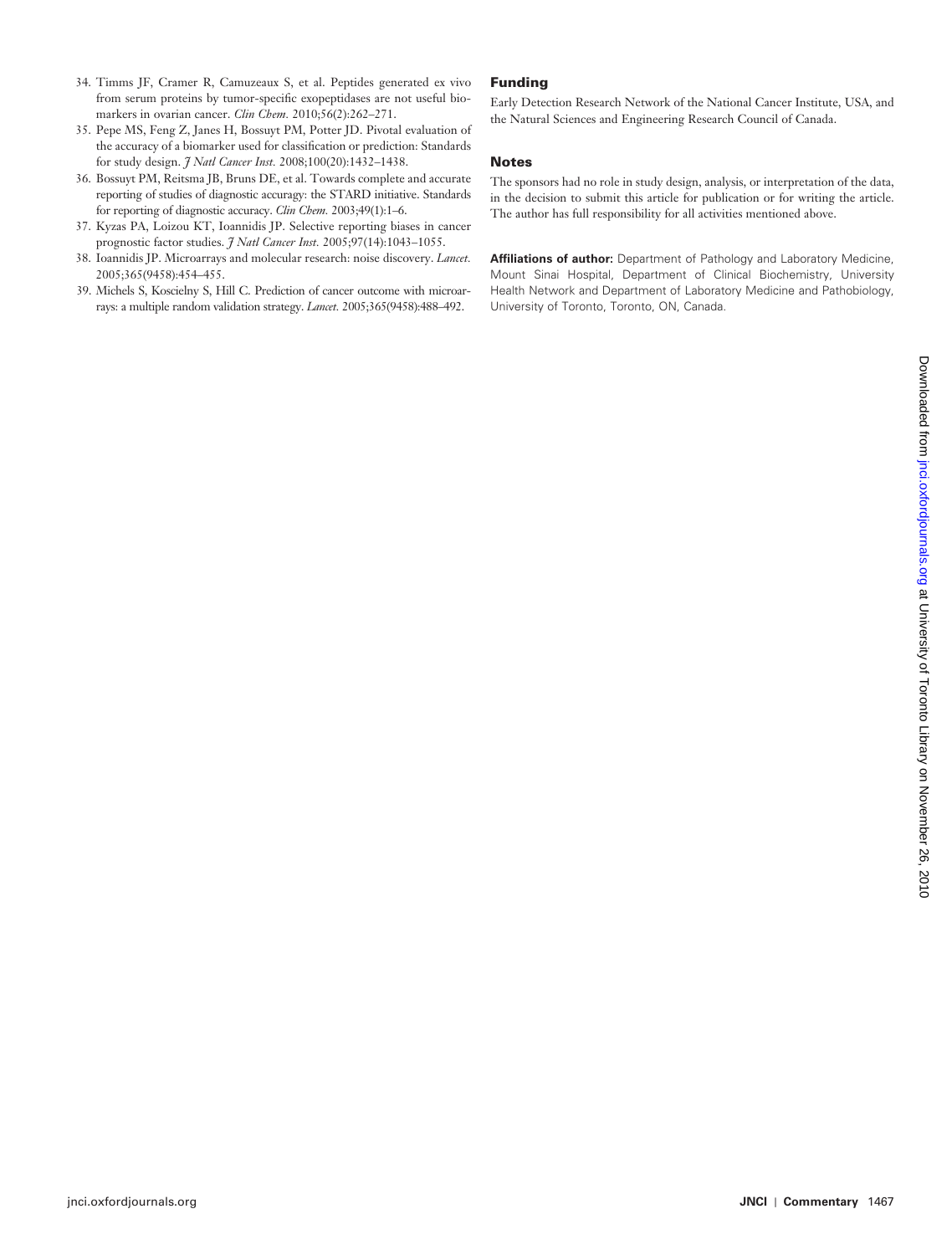34. Timms JF, Cramer R, Camuzeaux S, et al. Peptides generated ex vivo from serum proteins by tumor-specific exopeptidases are not useful biomarkers in ovarian cancer. *Clin Chem.* 2010;56(2):262–271.
35. Pepe MS, Feng Z, Janes H, Bossuyt PM, Potter JD. Pivotal evaluation of the accuracy of a biomarker used for classification or prediction: Standards for study design. *J Natl Cancer Inst.* 2008;100(20):1432–1438.
36. Bossuyt PM, Reitsma JB, Bruns DE, et al. Towards complete and accurate reporting of studies of diagnostic accuracy: the STARD initiative. Standards for reporting of diagnostic accuracy. *Clin Chem.* 2003;49(1):1–6.
37. Kyzas PA, Loizou KT, Ioannidis JP. Selective reporting biases in cancer prognostic factor studies. *J Natl Cancer Inst.* 2005;97(14):1043–1055.
38. Ioannidis JP. Microarrays and molecular research: noise discovery. *Lancet.* 2005;365(9458):454–455.
39. Michels S, Koscielny S, Hill C. Prediction of cancer outcome with microarrays: a multiple random validation strategy. *Lancet.* 2005;365(9458):488–492.

## Funding

Early Detection Research Network of the National Cancer Institute, USA, and the Natural Sciences and Engineering Research Council of Canada.

## Notes

The sponsors had no role in study design, analysis, or interpretation of the data, in the decision to submit this article for publication or for writing the article. The author has full responsibility for all activities mentioned above.

**Affiliations of author:** Department of Pathology and Laboratory Medicine, Mount Sinai Hospital, Department of Clinical Biochemistry, University Health Network and Department of Laboratory Medicine and Pathobiology, University of Toronto, Toronto, ON, Canada.